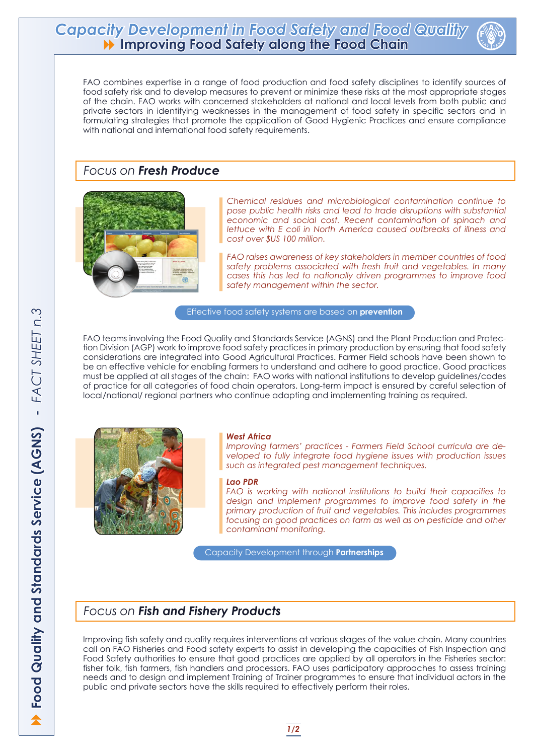# Capacity Development in Food Safety and Food Quality

## Improving Food Safety along the Food Chain

FAO combines expertise in a range of food production and food safety disciplines to identify sources of food safety risk and to develop measures to prevent or minimize these risks at the most appropriate stages of the chain. FAO works with concerned stakeholders at national and local levels from both public and private sectors in identifying weaknesses in the management of food safety in specific sectors and in formulating strategies that promote the application of Good Hygienic Practices and ensure compliance with national and international food safety requirements.

## Focus on **Fresh Produce**

*Chemical residues and microbiological contamination continue to pose public health risks and lead to trade disruptions with substantial economic and social cost. Recent contamination of spinach and lettuce with E coli in North America caused outbreaks of illness and cost over $US 100 million.*

*FAO raises awareness of key stakeholders in member countries of food safety problems associated with fresh fruit and vegetables. In many cases this has led to nationally driven programmes to improve food safety management within the sector.*

Effective food safety systems are based on **prevention**

FAO teams involving the Food Quality and Standards Service (AGNS) and the Plant Production and Protection Division (AGP) work to improve food safety practices in primary production by ensuring that food safety considerations are integrated into Good Agricultural Practices. Farmer Field schools have been shown to be an effective vehicle for enabling farmers to understand and adhere to good practice. Good practices must be applied at all stages of the chain: FAO works with national institutions to develop guidelines/codes of practice for all categories of food chain operators. Long-term impact is ensured by careful selection of local/national/ regional partners who continue adapting and implementing training as required.

***West Africa***

*Improving farmers' practices - Farmers Field School curricula are developed to fully integrate food hygiene issues with production issues such as integrated pest management techniques.*

***Lao PDR***

*FAO is working with national institutions to build their capacities to design and implement programmes to improve food safety in the primary production of fruit and vegetables. This includes programmes focusing on good practices on farm as well as on pesticide and other contaminant monitoring.*

Capacity Development through **Partnerships**

## Focus on **Fish and Fishery Products**

Improving fish safety and quality requires interventions at various stages of the value chain. Many countries call on FAO Fisheries and Food safety experts to assist in developing the capacities of Fish Inspection and Food Safety authorities to ensure that good practices are applied by all operators in the Fisheries sector: fisher folk, fish farmers, fish handlers and processors. FAO uses participatory approaches to assess training needs and to design and implement Training of Trainer programmes to ensure that individual actors in the public and private sectors have the skills required to effectively perform their roles.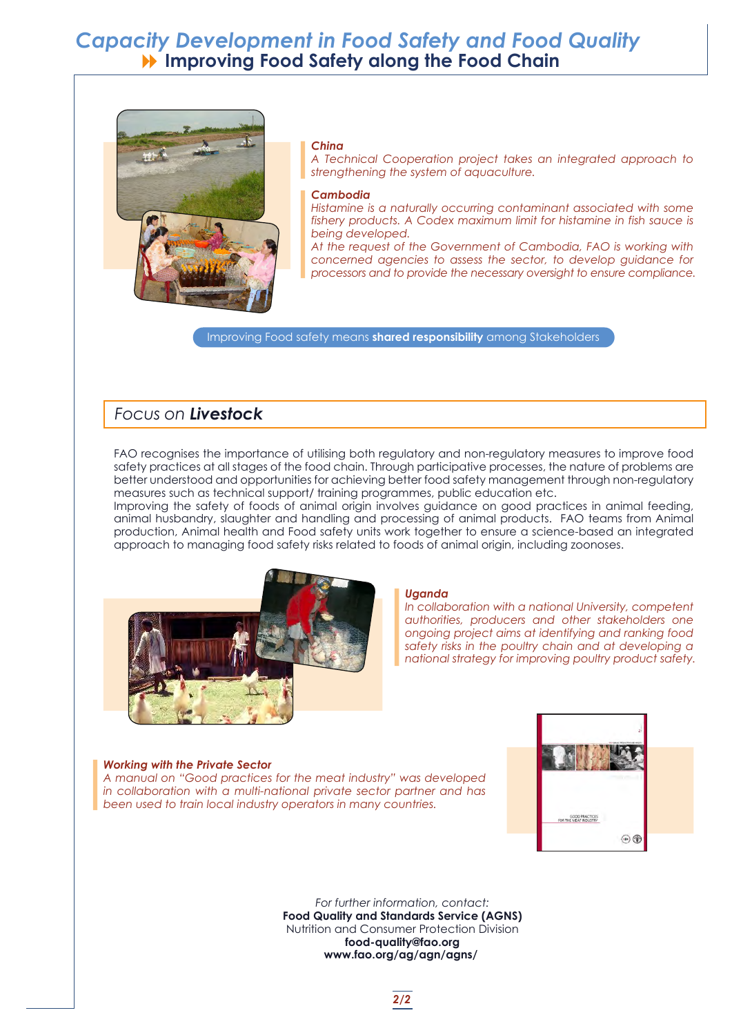# Capacity Development in Food Safety and Food Quality

## Improving Food Safety along the Food Chain

***China***
*A Technical Cooperation project takes an integrated approach to strengthening the system of aquaculture.*

***Cambodia***
*Histamine is a naturally occurring contaminant associated with some fishery products. A Codex maximum limit for histamine in fish sauce is being developed.*
*At the request of the Government of Cambodia, FAO is working with concerned agencies to assess the sector, to develop guidance for processors and to provide the necessary oversight to ensure compliance.*

Improving Food safety means **shared responsibility** among Stakeholders

## Focus on *Livestock*

FAO recognises the importance of utilising both regulatory and non-regulatory measures to improve food safety practices at all stages of the food chain. Through participative processes, the nature of problems are better understood and opportunities for achieving better food safety management through non-regulatory measures such as technical support/ training programmes, public education etc.
Improving the safety of foods of animal origin involves guidance on good practices in animal feeding, animal husbandry, slaughter and handling and processing of animal products. FAO teams from Animal production, Animal health and Food safety units work together to ensure a science-based an integrated approach to managing food safety risks related to foods of animal origin, including zoonoses.

***Uganda***
*In collaboration with a national University, competent authorities, producers and other stakeholders one ongoing project aims at identifying and ranking food safety risks in the poultry chain and at developing a national strategy for improving poultry product safety.*

***Working with the Private Sector***
*A manual on "Good practices for the meat industry" was developed in collaboration with a multi-national private sector partner and has been used to train local industry operators in many countries.*

*For further information, contact:*
**Food Quality and Standards Service (AGNS)**
Nutrition and Consumer Protection Division
**food-quality@fao.org**
**www.fao.org/ag/agn/agns/**